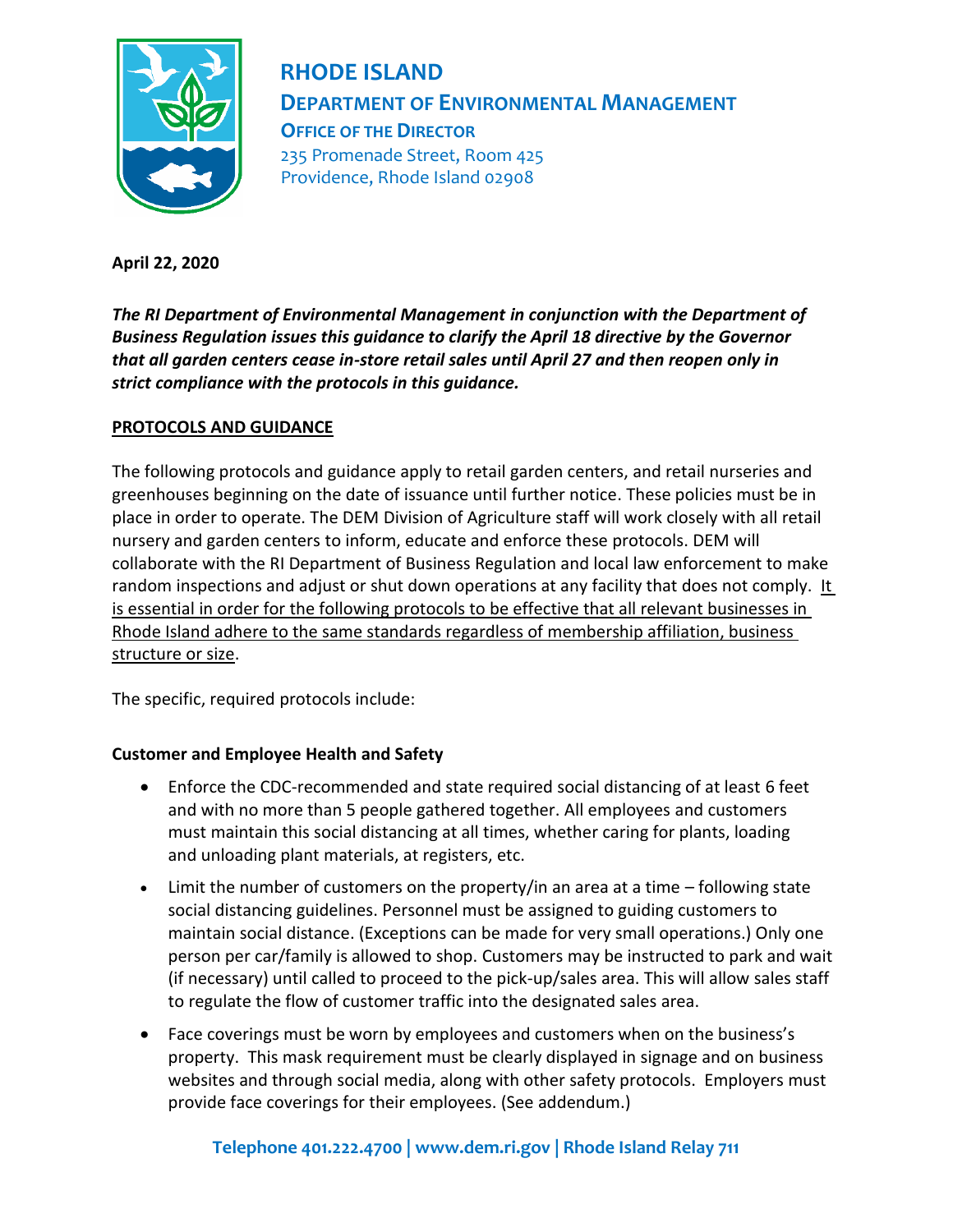# RHODE ISLAND

## DEPARTMENT OF ENVIRONMENTAL MANAGEMENT

### OFFICE OF THE DIRECTOR

235 Promenade Street, Room 425
Providence, Rhode Island 02908

**April 22, 2020**

***The RI Department of Environmental Management in conjunction with the Department of Business Regulation issues this guidance to clarify the April 18 directive by the Governor that all garden centers cease in-store retail sales until April 27 and then reopen only in strict compliance with the protocols in this guidance.***

**PROTOCOLS AND GUIDANCE**

The following protocols and guidance apply to retail garden centers, and retail nurseries and greenhouses beginning on the date of issuance until further notice. These policies must be in place in order to operate. The DEM Division of Agriculture staff will work closely with all retail nursery and garden centers to inform, educate and enforce these protocols. DEM will collaborate with the RI Department of Business Regulation and local law enforcement to make random inspections and adjust or shut down operations at any facility that does not comply. <u>It is essential in order for the following protocols to be effective that all relevant businesses in Rhode Island adhere to the same standards regardless of membership affiliation, business structure or size</u>.

The specific, required protocols include:

**Customer and Employee Health and Safety**

- Enforce the CDC-recommended and state required social distancing of at least 6 feet and with no more than 5 people gathered together. All employees and customers must maintain this social distancing at all times, whether caring for plants, loading and unloading plant materials, at registers, etc.
- Limit the number of customers on the property/in an area at a time – following state social distancing guidelines. Personnel must be assigned to guiding customers to maintain social distance. (Exceptions can be made for very small operations.) Only one person per car/family is allowed to shop. Customers may be instructed to park and wait (if necessary) until called to proceed to the pick-up/sales area. This will allow sales staff to regulate the flow of customer traffic into the designated sales area.
- Face coverings must be worn by employees and customers when on the business's property. This mask requirement must be clearly displayed in signage and on business websites and through social media, along with other safety protocols. Employers must provide face coverings for their employees. (See addendum.)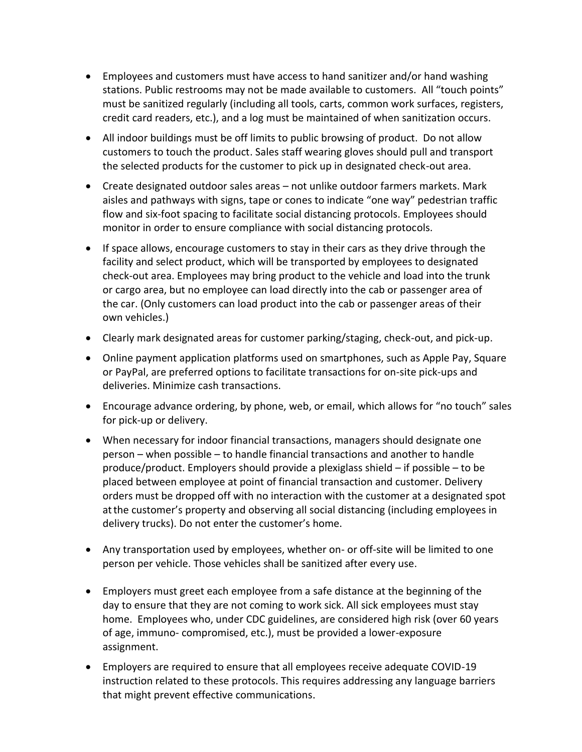- Employees and customers must have access to hand sanitizer and/or hand washing stations. Public restrooms may not be made available to customers. All "touch points" must be sanitized regularly (including all tools, carts, common work surfaces, registers, credit card readers, etc.), and a log must be maintained of when sanitization occurs.
- All indoor buildings must be off limits to public browsing of product. Do not allow customers to touch the product. Sales staff wearing gloves should pull and transport the selected products for the customer to pick up in designated check-out area.
- Create designated outdoor sales areas – not unlike outdoor farmers markets. Mark aisles and pathways with signs, tape or cones to indicate "one way" pedestrian traffic flow and six-foot spacing to facilitate social distancing protocols. Employees should monitor in order to ensure compliance with social distancing protocols.
- If space allows, encourage customers to stay in their cars as they drive through the facility and select product, which will be transported by employees to designated check-out area. Employees may bring product to the vehicle and load into the trunk or cargo area, but no employee can load directly into the cab or passenger area of the car. (Only customers can load product into the cab or passenger areas of their own vehicles.)
- Clearly mark designated areas for customer parking/staging, check-out, and pick-up.
- Online payment application platforms used on smartphones, such as Apple Pay, Square or PayPal, are preferred options to facilitate transactions for on-site pick-ups and deliveries. Minimize cash transactions.
- Encourage advance ordering, by phone, web, or email, which allows for "no touch" sales for pick-up or delivery.
- When necessary for indoor financial transactions, managers should designate one person – when possible – to handle financial transactions and another to handle produce/product. Employers should provide a plexiglass shield – if possible – to be placed between employee at point of financial transaction and customer. Delivery orders must be dropped off with no interaction with the customer at a designated spot at the customer's property and observing all social distancing (including employees in delivery trucks). Do not enter the customer's home.
- Any transportation used by employees, whether on- or off-site will be limited to one person per vehicle. Those vehicles shall be sanitized after every use.
- Employers must greet each employee from a safe distance at the beginning of the day to ensure that they are not coming to work sick. All sick employees must stay home. Employees who, under CDC guidelines, are considered high risk (over 60 years of age, immuno- compromised, etc.), must be provided a lower-exposure assignment.
- Employers are required to ensure that all employees receive adequate COVID-19 instruction related to these protocols. This requires addressing any language barriers that might prevent effective communications.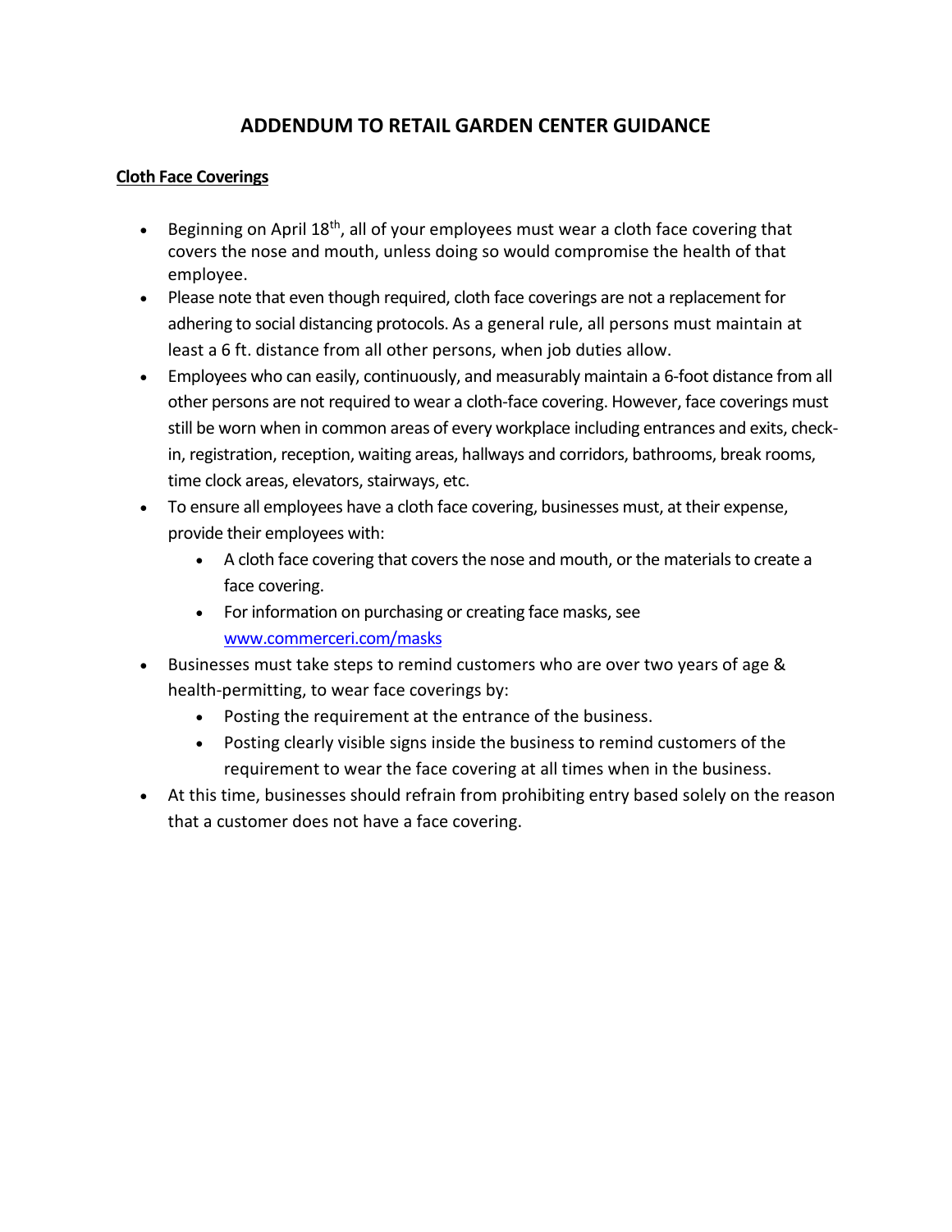# ADDENDUM TO RETAIL GARDEN CENTER GUIDANCE

## Cloth Face Coverings

- Beginning on April 18th, all of your employees must wear a cloth face covering that covers the nose and mouth, unless doing so would compromise the health of that employee.
- Please note that even though required, cloth face coverings are not a replacement for adhering to social distancing protocols. As a general rule, all persons must maintain at least a 6 ft. distance from all other persons, when job duties allow.
- Employees who can easily, continuously, and measurably maintain a 6-foot distance from all other persons are not required to wear a cloth-face covering. However, face coverings must still be worn when in common areas of every workplace including entrances and exits, check-in, registration, reception, waiting areas, hallways and corridors, bathrooms, break rooms, time clock areas, elevators, stairways, etc.
- To ensure all employees have a cloth face covering, businesses must, at their expense, provide their employees with:
  - A cloth face covering that covers the nose and mouth, or the materials to create a face covering.
  - For information on purchasing or creating face masks, see [www.commerceri.com/masks](http://www.commerceri.com/masks)
- Businesses must take steps to remind customers who are over two years of age & health-permitting, to wear face coverings by:
  - Posting the requirement at the entrance of the business.
  - Posting clearly visible signs inside the business to remind customers of the requirement to wear the face covering at all times when in the business.
- At this time, businesses should refrain from prohibiting entry based solely on the reason that a customer does not have a face covering.